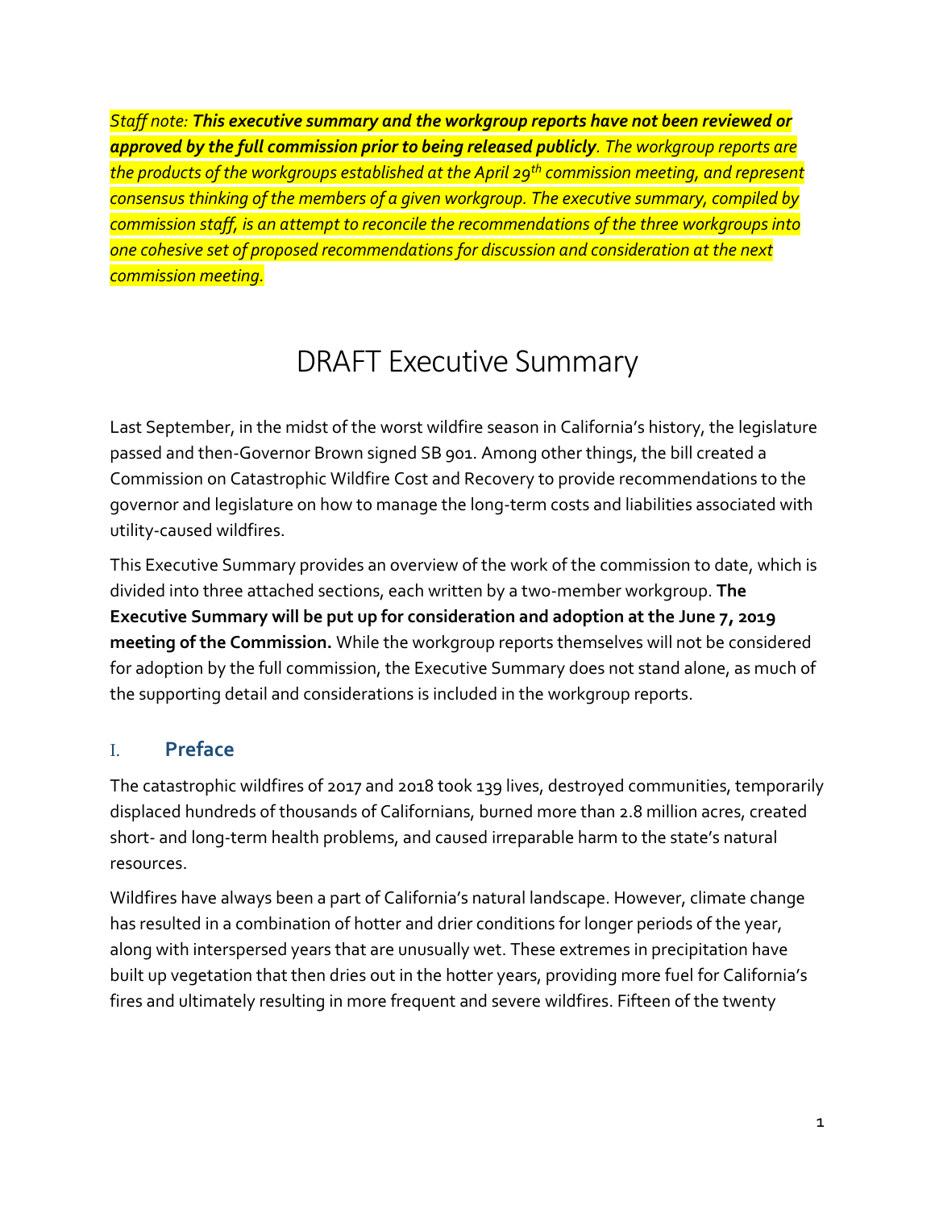*Staff note:* ***This executive summary and the workgroup reports have not been reviewed or approved by the full commission prior to being released publicly****. The workgroup reports are the products of the workgroups established at the April 29th commission meeting, and represent consensus thinking of the members of a given workgroup. The executive summary, compiled by commission staff, is an attempt to reconcile the recommendations of the three workgroups into one cohesive set of proposed recommendations for discussion and consideration at the next commission meeting.*

# DRAFT Executive Summary

Last September, in the midst of the worst wildfire season in California's history, the legislature passed and then-Governor Brown signed SB 901. Among other things, the bill created a Commission on Catastrophic Wildfire Cost and Recovery to provide recommendations to the governor and legislature on how to manage the long-term costs and liabilities associated with utility-caused wildfires.

This Executive Summary provides an overview of the work of the commission to date, which is divided into three attached sections, each written by a two-member workgroup. **The Executive Summary will be put up for consideration and adoption at the June 7, 2019 meeting of the Commission.** While the workgroup reports themselves will not be considered for adoption by the full commission, the Executive Summary does not stand alone, as much of the supporting detail and considerations is included in the workgroup reports.

## I. Preface

The catastrophic wildfires of 2017 and 2018 took 139 lives, destroyed communities, temporarily displaced hundreds of thousands of Californians, burned more than 2.8 million acres, created short- and long-term health problems, and caused irreparable harm to the state's natural resources.

Wildfires have always been a part of California's natural landscape. However, climate change has resulted in a combination of hotter and drier conditions for longer periods of the year, along with interspersed years that are unusually wet. These extremes in precipitation have built up vegetation that then dries out in the hotter years, providing more fuel for California's fires and ultimately resulting in more frequent and severe wildfires. Fifteen of the twenty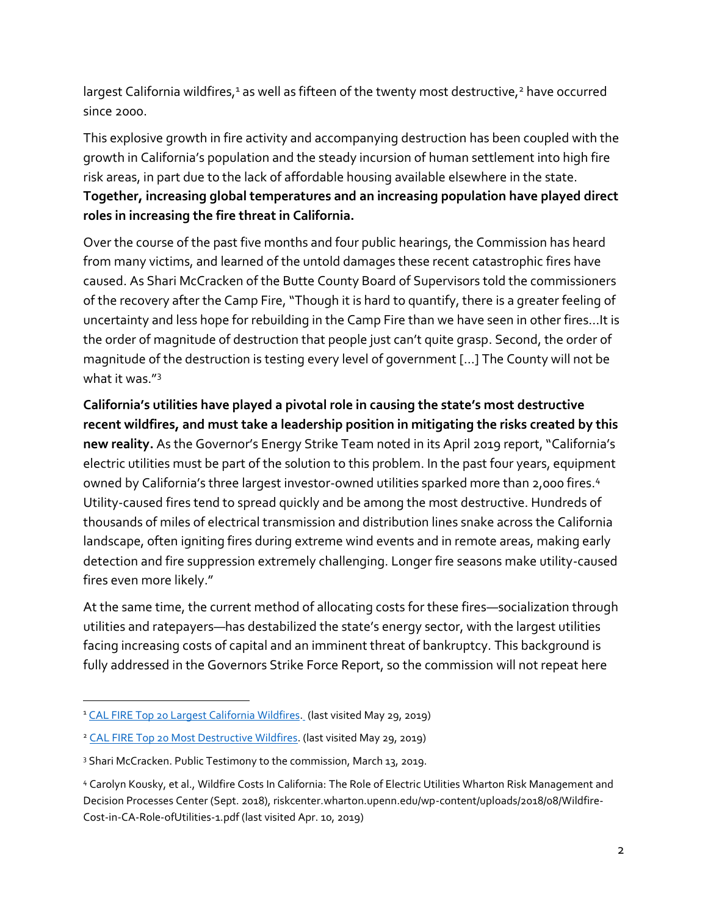largest California wildfires,[1] as well as fifteen of the twenty most destructive,[2] have occurred since 2000.

This explosive growth in fire activity and accompanying destruction has been coupled with the growth in California's population and the steady incursion of human settlement into high fire risk areas, in part due to the lack of affordable housing available elsewhere in the state. **Together, increasing global temperatures and an increasing population have played direct roles in increasing the fire threat in California.**

Over the course of the past five months and four public hearings, the Commission has heard from many victims, and learned of the untold damages these recent catastrophic fires have caused. As Shari McCracken of the Butte County Board of Supervisors told the commissioners of the recovery after the Camp Fire, "Though it is hard to quantify, there is a greater feeling of uncertainty and less hope for rebuilding in the Camp Fire than we have seen in other fires…It is the order of magnitude of destruction that people just can't quite grasp. Second, the order of magnitude of the destruction is testing every level of government […] The County will not be what it was."[3]

**California's utilities have played a pivotal role in causing the state's most destructive recent wildfires, and must take a leadership position in mitigating the risks created by this new reality.** As the Governor's Energy Strike Team noted in its April 2019 report, "California's electric utilities must be part of the solution to this problem. In the past four years, equipment owned by California's three largest investor-owned utilities sparked more than 2,000 fires.[4] Utility-caused fires tend to spread quickly and be among the most destructive. Hundreds of thousands of miles of electrical transmission and distribution lines snake across the California landscape, often igniting fires during extreme wind events and in remote areas, making early detection and fire suppression extremely challenging. Longer fire seasons make utility-caused fires even more likely."

At the same time, the current method of allocating costs for these fires—socialization through utilities and ratepayers—has destabilized the state's energy sector, with the largest utilities facing increasing costs of capital and an imminent threat of bankruptcy. This background is fully addressed in the Governors Strike Force Report, so the commission will not repeat here

---

[1] CAL FIRE Top 20 Largest California Wildfires. (last visited May 29, 2019)

[2] CAL FIRE Top 20 Most Destructive Wildfires. (last visited May 29, 2019)

[3] Shari McCracken. Public Testimony to the commission, March 13, 2019.

[4] Carolyn Kousky, et al., Wildfire Costs In California: The Role of Electric Utilities Wharton Risk Management and Decision Processes Center (Sept. 2018), riskcenter.wharton.upenn.edu/wp-content/uploads/2018/08/Wildfire-Cost-in-CA-Role-ofUtilities-1.pdf (last visited Apr. 10, 2019)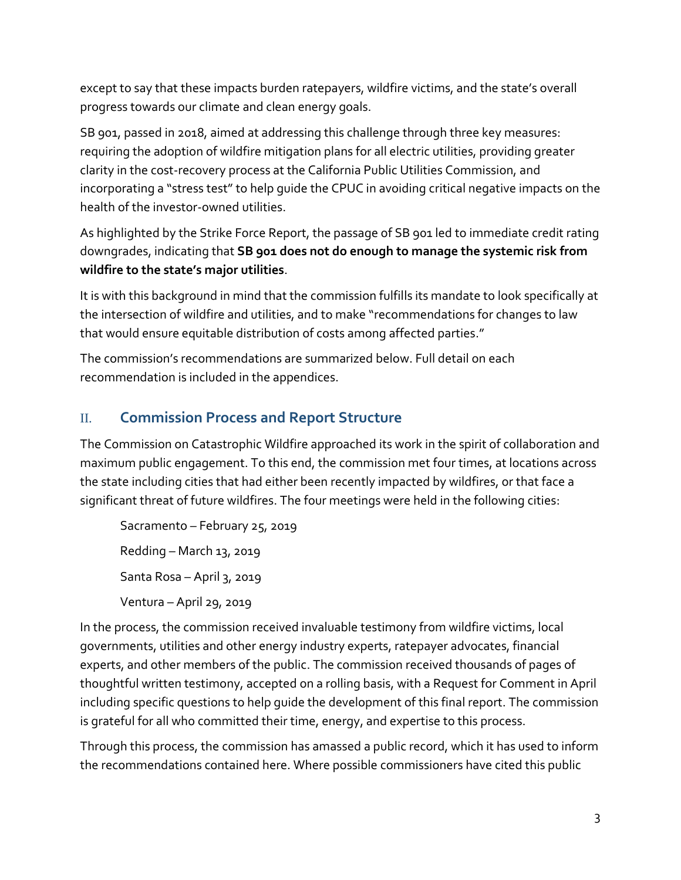except to say that these impacts burden ratepayers, wildfire victims, and the state's overall progress towards our climate and clean energy goals.

SB 901, passed in 2018, aimed at addressing this challenge through three key measures: requiring the adoption of wildfire mitigation plans for all electric utilities, providing greater clarity in the cost-recovery process at the California Public Utilities Commission, and incorporating a "stress test" to help guide the CPUC in avoiding critical negative impacts on the health of the investor-owned utilities.

As highlighted by the Strike Force Report, the passage of SB 901 led to immediate credit rating downgrades, indicating that **SB 901 does not do enough to manage the systemic risk from wildfire to the state's major utilities**.

It is with this background in mind that the commission fulfills its mandate to look specifically at the intersection of wildfire and utilities, and to make "recommendations for changes to law that would ensure equitable distribution of costs among affected parties."

The commission's recommendations are summarized below. Full detail on each recommendation is included in the appendices.

## II. Commission Process and Report Structure

The Commission on Catastrophic Wildfire approached its work in the spirit of collaboration and maximum public engagement. To this end, the commission met four times, at locations across the state including cities that had either been recently impacted by wildfires, or that face a significant threat of future wildfires. The four meetings were held in the following cities:

Sacramento – February 25, 2019

Redding – March 13, 2019

Santa Rosa – April 3, 2019

Ventura – April 29, 2019

In the process, the commission received invaluable testimony from wildfire victims, local governments, utilities and other energy industry experts, ratepayer advocates, financial experts, and other members of the public. The commission received thousands of pages of thoughtful written testimony, accepted on a rolling basis, with a Request for Comment in April including specific questions to help guide the development of this final report. The commission is grateful for all who committed their time, energy, and expertise to this process.

Through this process, the commission has amassed a public record, which it has used to inform the recommendations contained here. Where possible commissioners have cited this public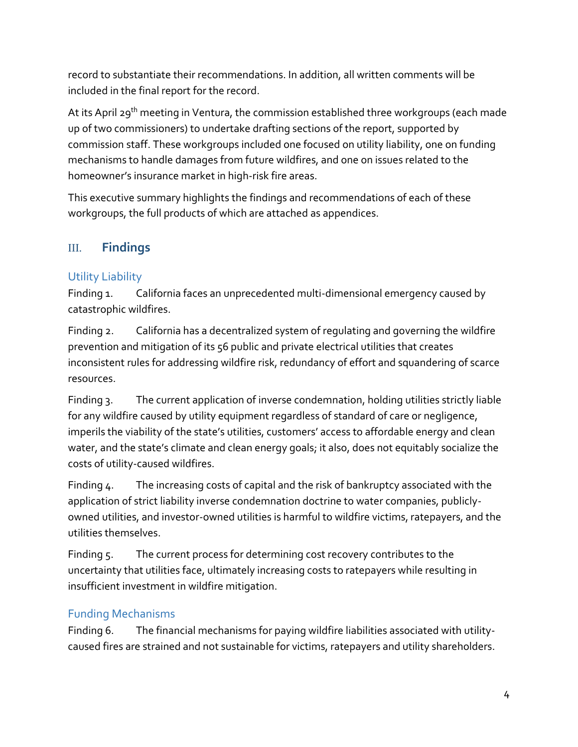record to substantiate their recommendations. In addition, all written comments will be included in the final report for the record.

At its April 29th meeting in Ventura, the commission established three workgroups (each made up of two commissioners) to undertake drafting sections of the report, supported by commission staff. These workgroups included one focused on utility liability, one on funding mechanisms to handle damages from future wildfires, and one on issues related to the homeowner's insurance market in high-risk fire areas.

This executive summary highlights the findings and recommendations of each of these workgroups, the full products of which are attached as appendices.

## III. Findings

### Utility Liability

Finding 1. California faces an unprecedented multi-dimensional emergency caused by catastrophic wildfires.

Finding 2. California has a decentralized system of regulating and governing the wildfire prevention and mitigation of its 56 public and private electrical utilities that creates inconsistent rules for addressing wildfire risk, redundancy of effort and squandering of scarce resources.

Finding 3. The current application of inverse condemnation, holding utilities strictly liable for any wildfire caused by utility equipment regardless of standard of care or negligence, imperils the viability of the state's utilities, customers' access to affordable energy and clean water, and the state's climate and clean energy goals; it also, does not equitably socialize the costs of utility-caused wildfires.

Finding 4. The increasing costs of capital and the risk of bankruptcy associated with the application of strict liability inverse condemnation doctrine to water companies, publicly-owned utilities, and investor-owned utilities is harmful to wildfire victims, ratepayers, and the utilities themselves.

Finding 5. The current process for determining cost recovery contributes to the uncertainty that utilities face, ultimately increasing costs to ratepayers while resulting in insufficient investment in wildfire mitigation.

### Funding Mechanisms

Finding 6. The financial mechanisms for paying wildfire liabilities associated with utility-caused fires are strained and not sustainable for victims, ratepayers and utility shareholders.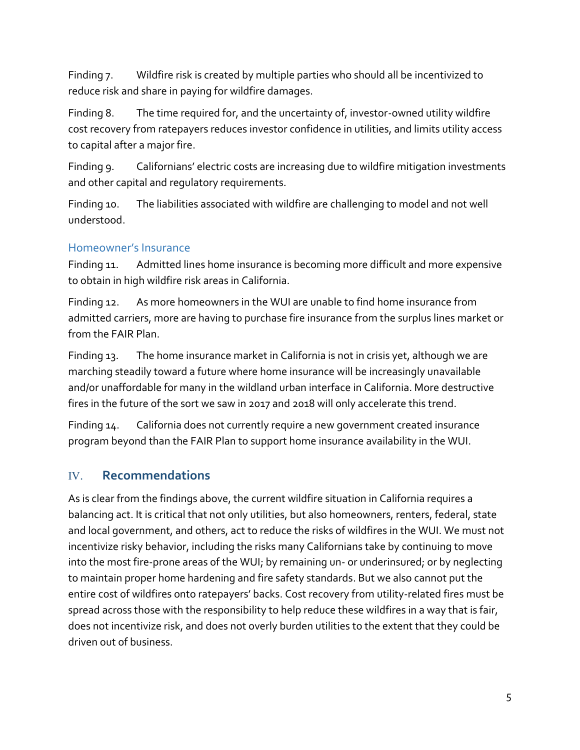Finding 7. Wildfire risk is created by multiple parties who should all be incentivized to reduce risk and share in paying for wildfire damages.

Finding 8. The time required for, and the uncertainty of, investor-owned utility wildfire cost recovery from ratepayers reduces investor confidence in utilities, and limits utility access to capital after a major fire.

Finding 9. Californians' electric costs are increasing due to wildfire mitigation investments and other capital and regulatory requirements.

Finding 10. The liabilities associated with wildfire are challenging to model and not well understood.

### Homeowner's Insurance

Finding 11. Admitted lines home insurance is becoming more difficult and more expensive to obtain in high wildfire risk areas in California.

Finding 12. As more homeowners in the WUI are unable to find home insurance from admitted carriers, more are having to purchase fire insurance from the surplus lines market or from the FAIR Plan.

Finding 13. The home insurance market in California is not in crisis yet, although we are marching steadily toward a future where home insurance will be increasingly unavailable and/or unaffordable for many in the wildland urban interface in California. More destructive fires in the future of the sort we saw in 2017 and 2018 will only accelerate this trend.

Finding 14. California does not currently require a new government created insurance program beyond than the FAIR Plan to support home insurance availability in the WUI.

## IV. Recommendations

As is clear from the findings above, the current wildfire situation in California requires a balancing act. It is critical that not only utilities, but also homeowners, renters, federal, state and local government, and others, act to reduce the risks of wildfires in the WUI. We must not incentivize risky behavior, including the risks many Californians take by continuing to move into the most fire-prone areas of the WUI; by remaining un- or underinsured; or by neglecting to maintain proper home hardening and fire safety standards. But we also cannot put the entire cost of wildfires onto ratepayers' backs. Cost recovery from utility-related fires must be spread across those with the responsibility to help reduce these wildfires in a way that is fair, does not incentivize risk, and does not overly burden utilities to the extent that they could be driven out of business.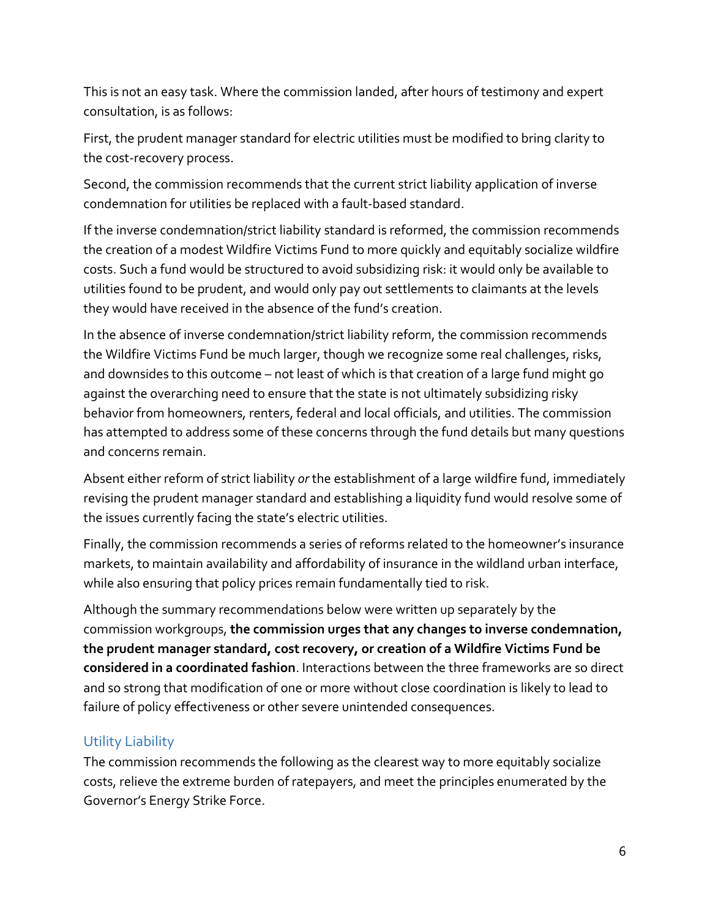This is not an easy task. Where the commission landed, after hours of testimony and expert consultation, is as follows:

First, the prudent manager standard for electric utilities must be modified to bring clarity to the cost-recovery process.

Second, the commission recommends that the current strict liability application of inverse condemnation for utilities be replaced with a fault-based standard.

If the inverse condemnation/strict liability standard is reformed, the commission recommends the creation of a modest Wildfire Victims Fund to more quickly and equitably socialize wildfire costs. Such a fund would be structured to avoid subsidizing risk: it would only be available to utilities found to be prudent, and would only pay out settlements to claimants at the levels they would have received in the absence of the fund's creation.

In the absence of inverse condemnation/strict liability reform, the commission recommends the Wildfire Victims Fund be much larger, though we recognize some real challenges, risks, and downsides to this outcome – not least of which is that creation of a large fund might go against the overarching need to ensure that the state is not ultimately subsidizing risky behavior from homeowners, renters, federal and local officials, and utilities. The commission has attempted to address some of these concerns through the fund details but many questions and concerns remain.

Absent either reform of strict liability *or* the establishment of a large wildfire fund, immediately revising the prudent manager standard and establishing a liquidity fund would resolve some of the issues currently facing the state's electric utilities.

Finally, the commission recommends a series of reforms related to the homeowner's insurance markets, to maintain availability and affordability of insurance in the wildland urban interface, while also ensuring that policy prices remain fundamentally tied to risk.

Although the summary recommendations below were written up separately by the commission workgroups, **the commission urges that any changes to inverse condemnation, the prudent manager standard, cost recovery, or creation of a Wildfire Victims Fund be considered in a coordinated fashion**. Interactions between the three frameworks are so direct and so strong that modification of one or more without close coordination is likely to lead to failure of policy effectiveness or other severe unintended consequences.

## Utility Liability

The commission recommends the following as the clearest way to more equitably socialize costs, relieve the extreme burden of ratepayers, and meet the principles enumerated by the Governor's Energy Strike Force.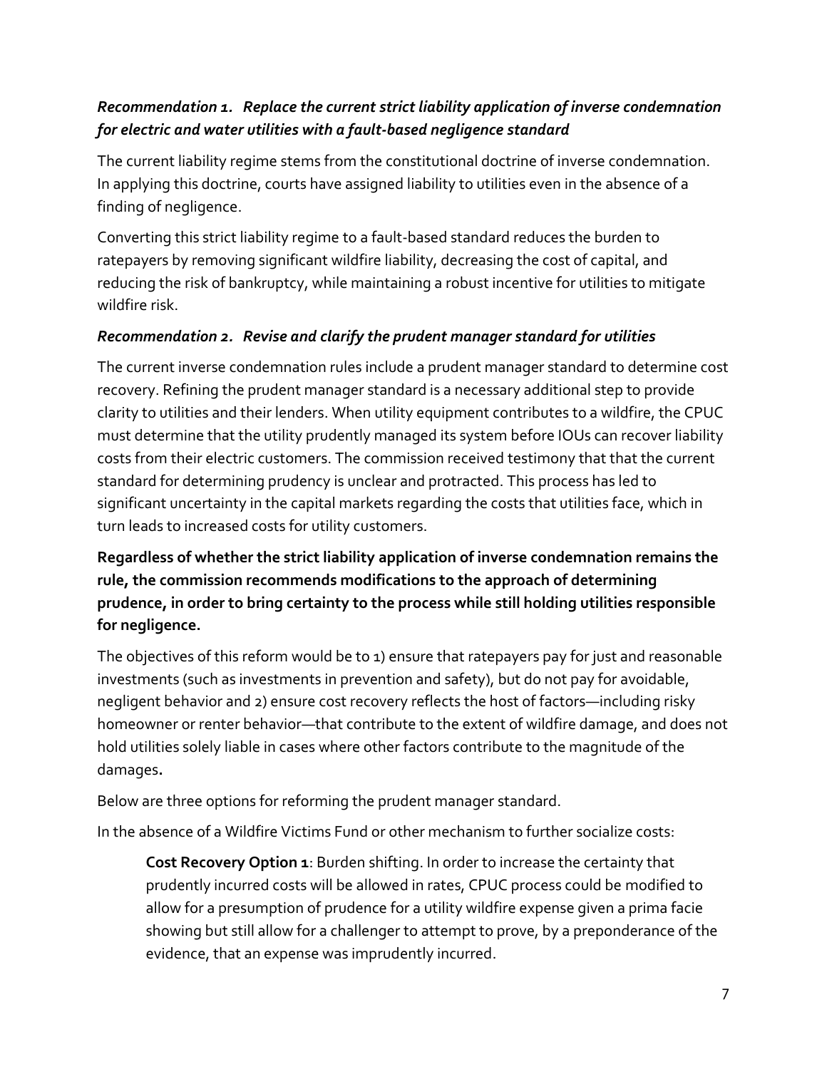### *Recommendation 1. Replace the current strict liability application of inverse condemnation for electric and water utilities with a fault-based negligence standard*

The current liability regime stems from the constitutional doctrine of inverse condemnation. In applying this doctrine, courts have assigned liability to utilities even in the absence of a finding of negligence.

Converting this strict liability regime to a fault-based standard reduces the burden to ratepayers by removing significant wildfire liability, decreasing the cost of capital, and reducing the risk of bankruptcy, while maintaining a robust incentive for utilities to mitigate wildfire risk.

### *Recommendation 2. Revise and clarify the prudent manager standard for utilities*

The current inverse condemnation rules include a prudent manager standard to determine cost recovery. Refining the prudent manager standard is a necessary additional step to provide clarity to utilities and their lenders. When utility equipment contributes to a wildfire, the CPUC must determine that the utility prudently managed its system before IOUs can recover liability costs from their electric customers. The commission received testimony that that the current standard for determining prudency is unclear and protracted. This process has led to significant uncertainty in the capital markets regarding the costs that utilities face, which in turn leads to increased costs for utility customers.

**Regardless of whether the strict liability application of inverse condemnation remains the rule, the commission recommends modifications to the approach of determining prudence, in order to bring certainty to the process while still holding utilities responsible for negligence.**

The objectives of this reform would be to 1) ensure that ratepayers pay for just and reasonable investments (such as investments in prevention and safety), but do not pay for avoidable, negligent behavior and 2) ensure cost recovery reflects the host of factors—including risky homeowner or renter behavior—that contribute to the extent of wildfire damage, and does not hold utilities solely liable in cases where other factors contribute to the magnitude of the damages.

Below are three options for reforming the prudent manager standard.

In the absence of a Wildfire Victims Fund or other mechanism to further socialize costs:

> **Cost Recovery Option 1**: Burden shifting. In order to increase the certainty that prudently incurred costs will be allowed in rates, CPUC process could be modified to allow for a presumption of prudence for a utility wildfire expense given a prima facie showing but still allow for a challenger to attempt to prove, by a preponderance of the evidence, that an expense was imprudently incurred.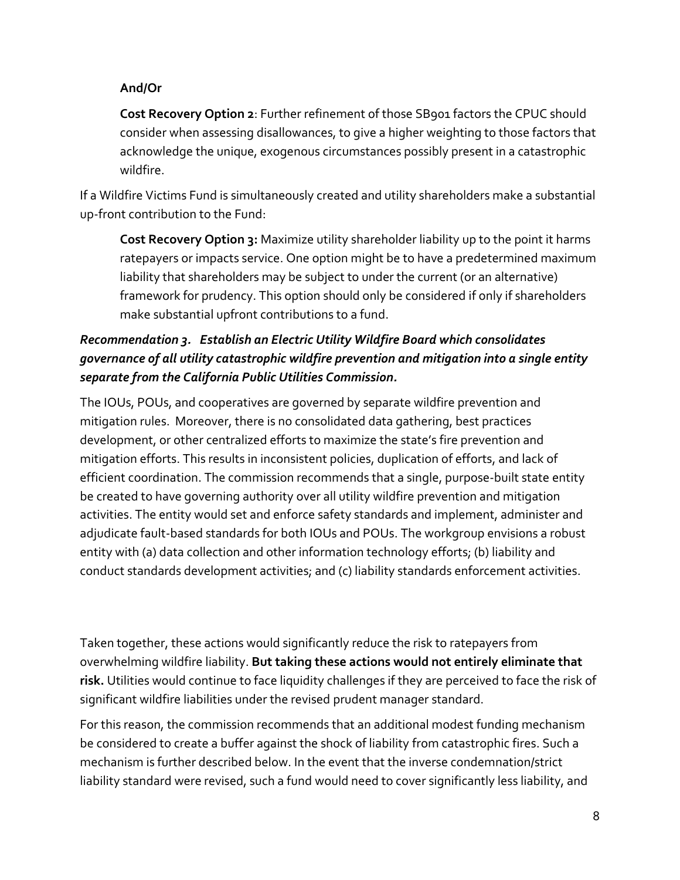**And/Or**

**Cost Recovery Option 2**: Further refinement of those SB901 factors the CPUC should consider when assessing disallowances, to give a higher weighting to those factors that acknowledge the unique, exogenous circumstances possibly present in a catastrophic wildfire.

If a Wildfire Victims Fund is simultaneously created and utility shareholders make a substantial up-front contribution to the Fund:

**Cost Recovery Option 3:** Maximize utility shareholder liability up to the point it harms ratepayers or impacts service. One option might be to have a predetermined maximum liability that shareholders may be subject to under the current (or an alternative) framework for prudency. This option should only be considered if only if shareholders make substantial upfront contributions to a fund.

***Recommendation 3. Establish an Electric Utility Wildfire Board which consolidates governance of all utility catastrophic wildfire prevention and mitigation into a single entity separate from the California Public Utilities Commission.***

The IOUs, POUs, and cooperatives are governed by separate wildfire prevention and mitigation rules. Moreover, there is no consolidated data gathering, best practices development, or other centralized efforts to maximize the state's fire prevention and mitigation efforts. This results in inconsistent policies, duplication of efforts, and lack of efficient coordination. The commission recommends that a single, purpose-built state entity be created to have governing authority over all utility wildfire prevention and mitigation activities. The entity would set and enforce safety standards and implement, administer and adjudicate fault-based standards for both IOUs and POUs. The workgroup envisions a robust entity with (a) data collection and other information technology efforts; (b) liability and conduct standards development activities; and (c) liability standards enforcement activities.

Taken together, these actions would significantly reduce the risk to ratepayers from overwhelming wildfire liability. **But taking these actions would not entirely eliminate that risk.** Utilities would continue to face liquidity challenges if they are perceived to face the risk of significant wildfire liabilities under the revised prudent manager standard.

For this reason, the commission recommends that an additional modest funding mechanism be considered to create a buffer against the shock of liability from catastrophic fires. Such a mechanism is further described below. In the event that the inverse condemnation/strict liability standard were revised, such a fund would need to cover significantly less liability, and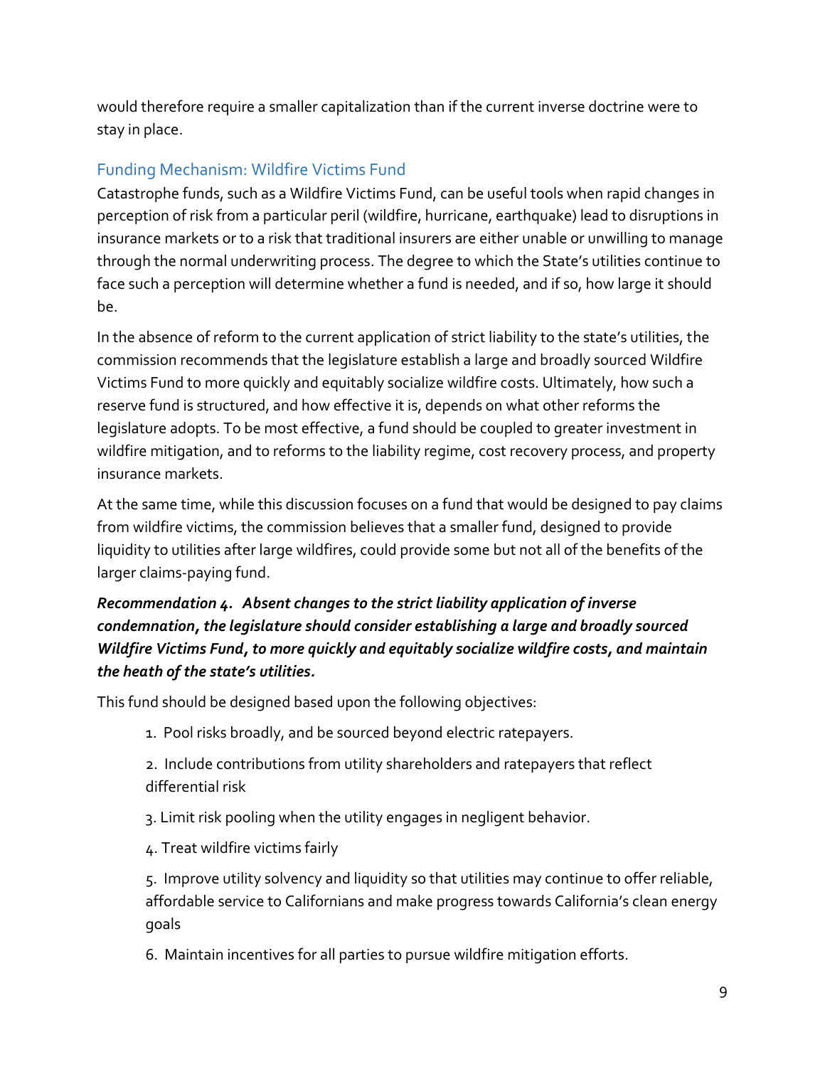would therefore require a smaller capitalization than if the current inverse doctrine were to stay in place.

### Funding Mechanism: Wildfire Victims Fund

Catastrophe funds, such as a Wildfire Victims Fund, can be useful tools when rapid changes in perception of risk from a particular peril (wildfire, hurricane, earthquake) lead to disruptions in insurance markets or to a risk that traditional insurers are either unable or unwilling to manage through the normal underwriting process. The degree to which the State's utilities continue to face such a perception will determine whether a fund is needed, and if so, how large it should be.

In the absence of reform to the current application of strict liability to the state's utilities, the commission recommends that the legislature establish a large and broadly sourced Wildfire Victims Fund to more quickly and equitably socialize wildfire costs. Ultimately, how such a reserve fund is structured, and how effective it is, depends on what other reforms the legislature adopts. To be most effective, a fund should be coupled to greater investment in wildfire mitigation, and to reforms to the liability regime, cost recovery process, and property insurance markets.

At the same time, while this discussion focuses on a fund that would be designed to pay claims from wildfire victims, the commission believes that a smaller fund, designed to provide liquidity to utilities after large wildfires, could provide some but not all of the benefits of the larger claims-paying fund.

***Recommendation 4. Absent changes to the strict liability application of inverse condemnation, the legislature should consider establishing a large and broadly sourced Wildfire Victims Fund, to more quickly and equitably socialize wildfire costs, and maintain the heath of the state's utilities.***

This fund should be designed based upon the following objectives:

1. Pool risks broadly, and be sourced beyond electric ratepayers.
2. Include contributions from utility shareholders and ratepayers that reflect differential risk
3. Limit risk pooling when the utility engages in negligent behavior.
4. Treat wildfire victims fairly
5. Improve utility solvency and liquidity so that utilities may continue to offer reliable, affordable service to Californians and make progress towards California's clean energy goals
6. Maintain incentives for all parties to pursue wildfire mitigation efforts.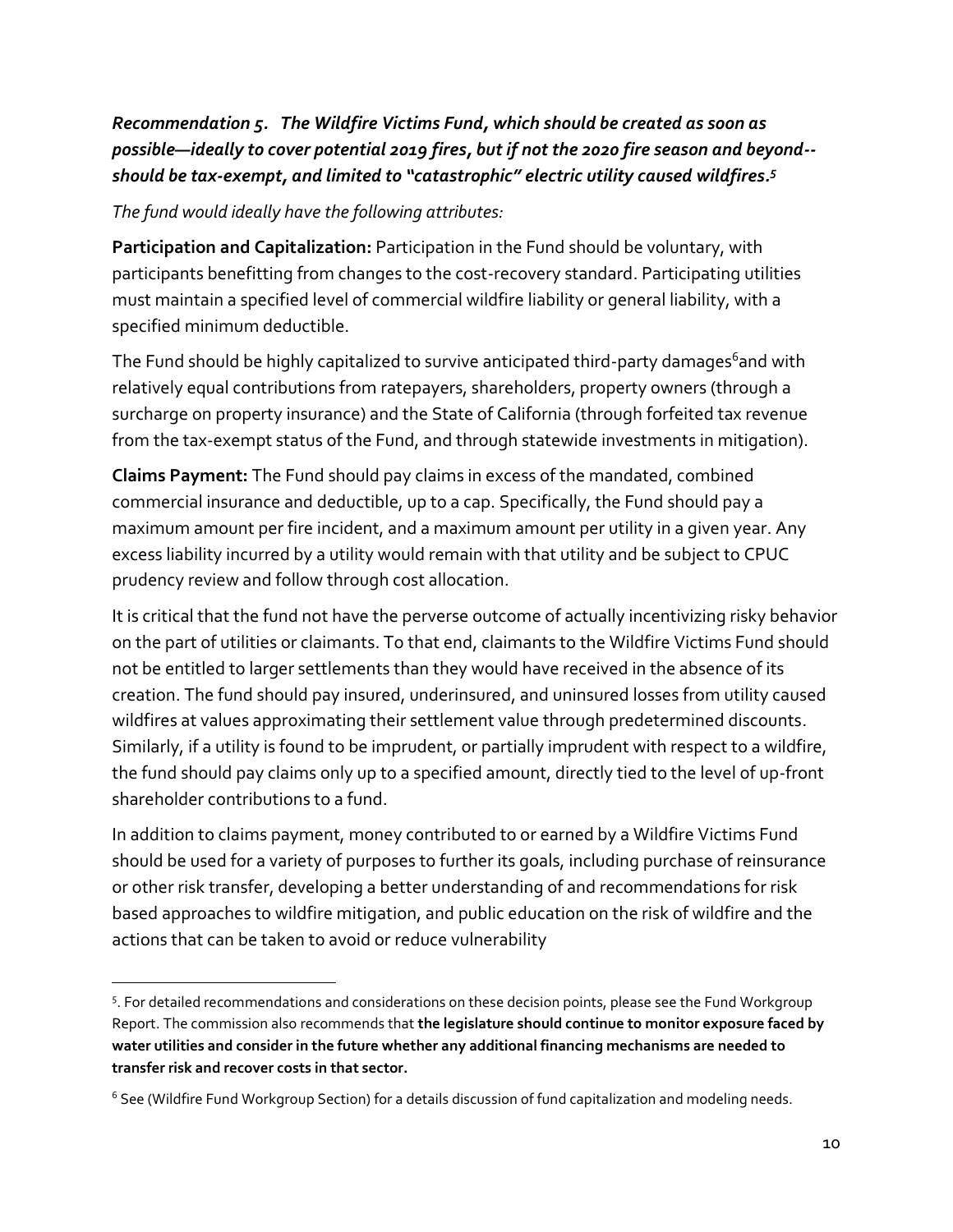***Recommendation 5. The Wildfire Victims Fund, which should be created as soon as possible—ideally to cover potential 2019 fires, but if not the 2020 fire season and beyond--should be tax-exempt, and limited to "catastrophic" electric utility caused wildfires.[5]***

*The fund would ideally have the following attributes:*

**Participation and Capitalization:** Participation in the Fund should be voluntary, with participants benefitting from changes to the cost-recovery standard. Participating utilities must maintain a specified level of commercial wildfire liability or general liability, with a specified minimum deductible.

The Fund should be highly capitalized to survive anticipated third-party damages[6]and with relatively equal contributions from ratepayers, shareholders, property owners (through a surcharge on property insurance) and the State of California (through forfeited tax revenue from the tax-exempt status of the Fund, and through statewide investments in mitigation).

**Claims Payment:** The Fund should pay claims in excess of the mandated, combined commercial insurance and deductible, up to a cap. Specifically, the Fund should pay a maximum amount per fire incident, and a maximum amount per utility in a given year. Any excess liability incurred by a utility would remain with that utility and be subject to CPUC prudency review and follow through cost allocation.

It is critical that the fund not have the perverse outcome of actually incentivizing risky behavior on the part of utilities or claimants. To that end, claimants to the Wildfire Victims Fund should not be entitled to larger settlements than they would have received in the absence of its creation. The fund should pay insured, underinsured, and uninsured losses from utility caused wildfires at values approximating their settlement value through predetermined discounts. Similarly, if a utility is found to be imprudent, or partially imprudent with respect to a wildfire, the fund should pay claims only up to a specified amount, directly tied to the level of up-front shareholder contributions to a fund.

In addition to claims payment, money contributed to or earned by a Wildfire Victims Fund should be used for a variety of purposes to further its goals, including purchase of reinsurance or other risk transfer, developing a better understanding of and recommendations for risk based approaches to wildfire mitigation, and public education on the risk of wildfire and the actions that can be taken to avoid or reduce vulnerability

---

[5]. For detailed recommendations and considerations on these decision points, please see the Fund Workgroup Report. The commission also recommends that **the legislature should continue to monitor exposure faced by water utilities and consider in the future whether any additional financing mechanisms are needed to transfer risk and recover costs in that sector.**

[6] See (Wildfire Fund Workgroup Section) for a details discussion of fund capitalization and modeling needs.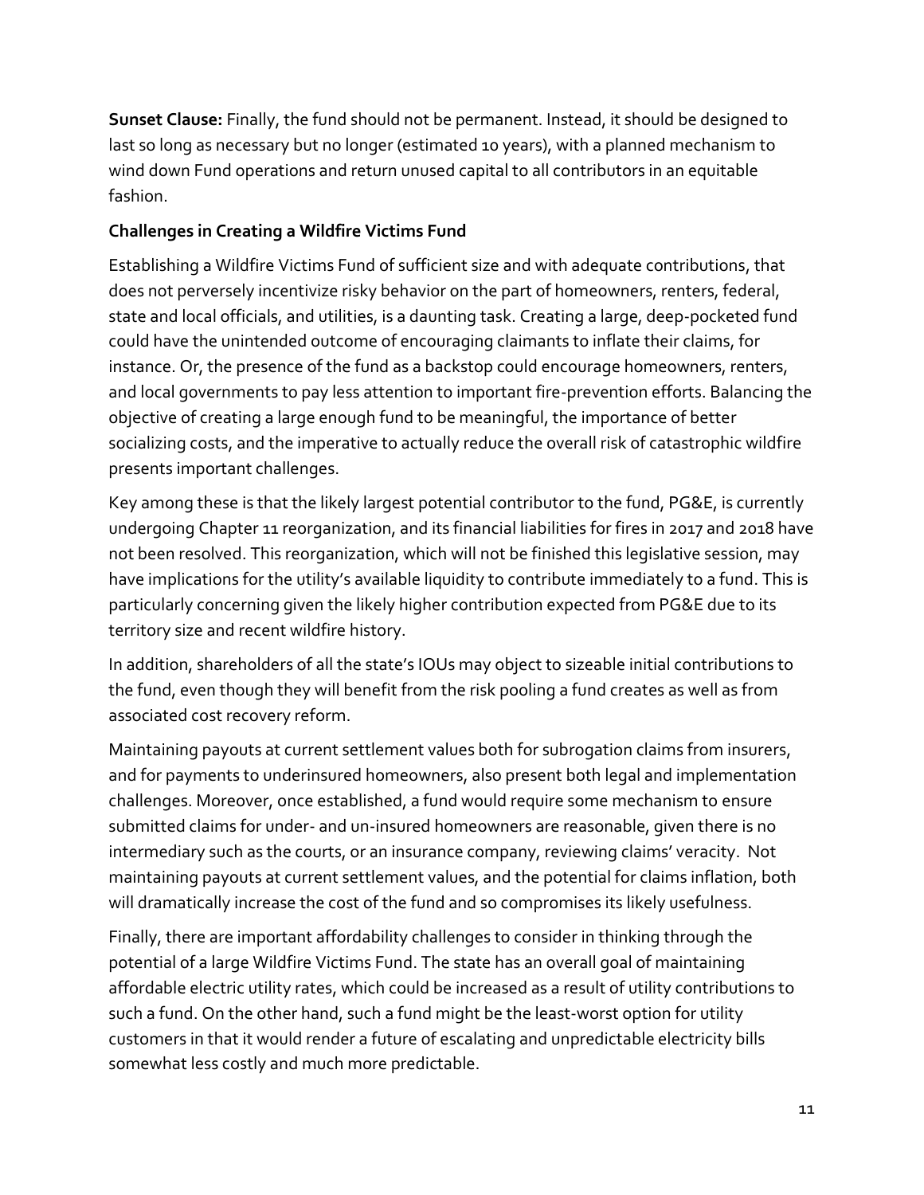**Sunset Clause:** Finally, the fund should not be permanent. Instead, it should be designed to last so long as necessary but no longer (estimated 10 years), with a planned mechanism to wind down Fund operations and return unused capital to all contributors in an equitable fashion.

**Challenges in Creating a Wildfire Victims Fund**

Establishing a Wildfire Victims Fund of sufficient size and with adequate contributions, that does not perversely incentivize risky behavior on the part of homeowners, renters, federal, state and local officials, and utilities, is a daunting task. Creating a large, deep-pocketed fund could have the unintended outcome of encouraging claimants to inflate their claims, for instance. Or, the presence of the fund as a backstop could encourage homeowners, renters, and local governments to pay less attention to important fire-prevention efforts. Balancing the objective of creating a large enough fund to be meaningful, the importance of better socializing costs, and the imperative to actually reduce the overall risk of catastrophic wildfire presents important challenges.

Key among these is that the likely largest potential contributor to the fund, PG&E, is currently undergoing Chapter 11 reorganization, and its financial liabilities for fires in 2017 and 2018 have not been resolved. This reorganization, which will not be finished this legislative session, may have implications for the utility's available liquidity to contribute immediately to a fund. This is particularly concerning given the likely higher contribution expected from PG&E due to its territory size and recent wildfire history.

In addition, shareholders of all the state's IOUs may object to sizeable initial contributions to the fund, even though they will benefit from the risk pooling a fund creates as well as from associated cost recovery reform.

Maintaining payouts at current settlement values both for subrogation claims from insurers, and for payments to underinsured homeowners, also present both legal and implementation challenges. Moreover, once established, a fund would require some mechanism to ensure submitted claims for under- and un-insured homeowners are reasonable, given there is no intermediary such as the courts, or an insurance company, reviewing claims' veracity. Not maintaining payouts at current settlement values, and the potential for claims inflation, both will dramatically increase the cost of the fund and so compromises its likely usefulness.

Finally, there are important affordability challenges to consider in thinking through the potential of a large Wildfire Victims Fund. The state has an overall goal of maintaining affordable electric utility rates, which could be increased as a result of utility contributions to such a fund. On the other hand, such a fund might be the least-worst option for utility customers in that it would render a future of escalating and unpredictable electricity bills somewhat less costly and much more predictable.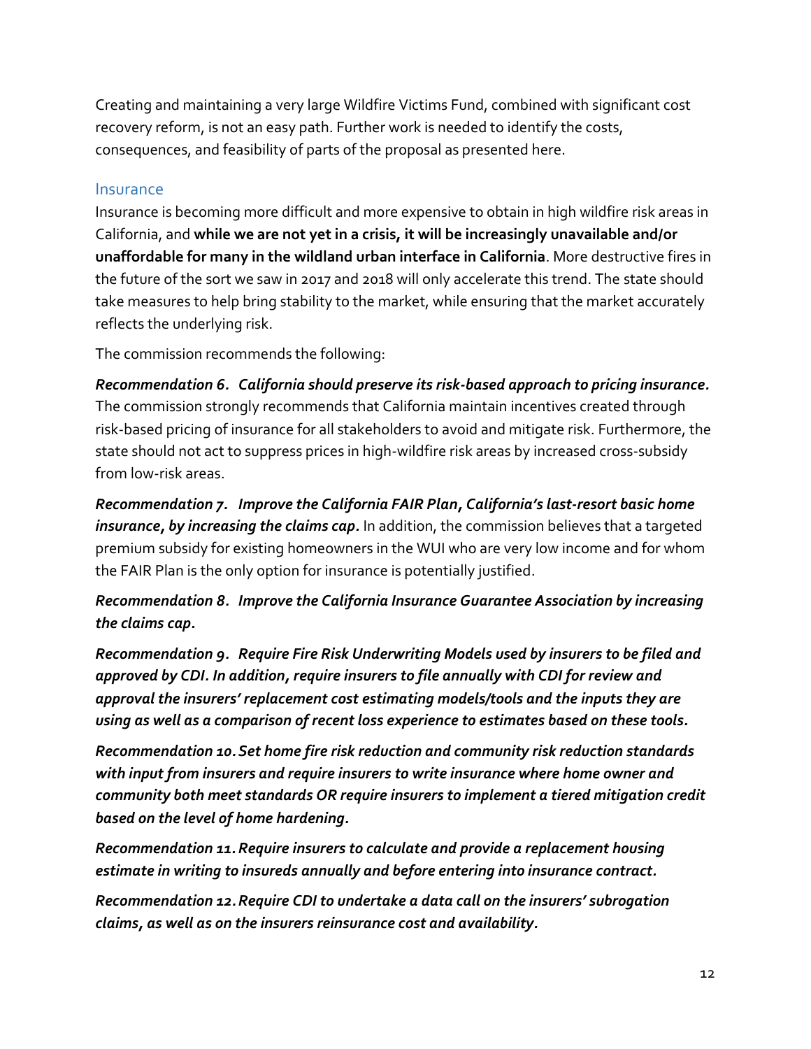Creating and maintaining a very large Wildfire Victims Fund, combined with significant cost recovery reform, is not an easy path. Further work is needed to identify the costs, consequences, and feasibility of parts of the proposal as presented here.

### Insurance

Insurance is becoming more difficult and more expensive to obtain in high wildfire risk areas in California, and **while we are not yet in a crisis, it will be increasingly unavailable and/or unaffordable for many in the wildland urban interface in California**. More destructive fires in the future of the sort we saw in 2017 and 2018 will only accelerate this trend. The state should take measures to help bring stability to the market, while ensuring that the market accurately reflects the underlying risk.

The commission recommends the following:

***Recommendation 6. California should preserve its risk-based approach to pricing insurance.*** The commission strongly recommends that California maintain incentives created through risk-based pricing of insurance for all stakeholders to avoid and mitigate risk. Furthermore, the state should not act to suppress prices in high-wildfire risk areas by increased cross-subsidy from low-risk areas.

***Recommendation 7. Improve the California FAIR Plan, California's last-resort basic home insurance, by increasing the claims cap.*** In addition, the commission believes that a targeted premium subsidy for existing homeowners in the WUI who are very low income and for whom the FAIR Plan is the only option for insurance is potentially justified.

***Recommendation 8. Improve the California Insurance Guarantee Association by increasing the claims cap.***

***Recommendation 9. Require Fire Risk Underwriting Models used by insurers to be filed and approved by CDI. In addition, require insurers to file annually with CDI for review and approval the insurers' replacement cost estimating models/tools and the inputs they are using as well as a comparison of recent loss experience to estimates based on these tools.***

***Recommendation 10. Set home fire risk reduction and community risk reduction standards with input from insurers and require insurers to write insurance where home owner and community both meet standards OR require insurers to implement a tiered mitigation credit based on the level of home hardening.***

***Recommendation 11. Require insurers to calculate and provide a replacement housing estimate in writing to insureds annually and before entering into insurance contract.***

***Recommendation 12. Require CDI to undertake a data call on the insurers' subrogation claims, as well as on the insurers reinsurance cost and availability.***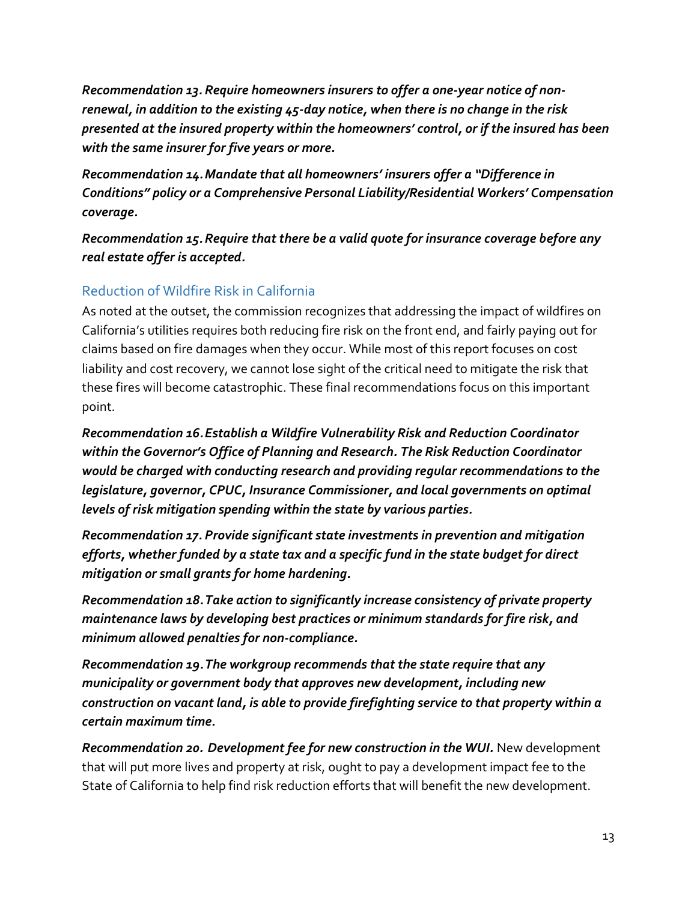***Recommendation 13. Require homeowners insurers to offer a one-year notice of non-renewal, in addition to the existing 45-day notice, when there is no change in the risk presented at the insured property within the homeowners' control, or if the insured has been with the same insurer for five years or more.***

***Recommendation 14. Mandate that all homeowners' insurers offer a "Difference in Conditions" policy or a Comprehensive Personal Liability/Residential Workers' Compensation coverage.***

***Recommendation 15. Require that there be a valid quote for insurance coverage before any real estate offer is accepted.***

## Reduction of Wildfire Risk in California

As noted at the outset, the commission recognizes that addressing the impact of wildfires on California's utilities requires both reducing fire risk on the front end, and fairly paying out for claims based on fire damages when they occur. While most of this report focuses on cost liability and cost recovery, we cannot lose sight of the critical need to mitigate the risk that these fires will become catastrophic. These final recommendations focus on this important point.

***Recommendation 16. Establish a Wildfire Vulnerability Risk and Reduction Coordinator within the Governor's Office of Planning and Research. The Risk Reduction Coordinator would be charged with conducting research and providing regular recommendations to the legislature, governor, CPUC, Insurance Commissioner, and local governments on optimal levels of risk mitigation spending within the state by various parties.***

***Recommendation 17. Provide significant state investments in prevention and mitigation efforts, whether funded by a state tax and a specific fund in the state budget for direct mitigation or small grants for home hardening.***

***Recommendation 18. Take action to significantly increase consistency of private property maintenance laws by developing best practices or minimum standards for fire risk, and minimum allowed penalties for non-compliance.***

***Recommendation 19. The workgroup recommends that the state require that any municipality or government body that approves new development, including new construction on vacant land, is able to provide firefighting service to that property within a certain maximum time.***

***Recommendation 20. Development fee for new construction in the WUI.*** New development that will put more lives and property at risk, ought to pay a development impact fee to the State of California to help find risk reduction efforts that will benefit the new development.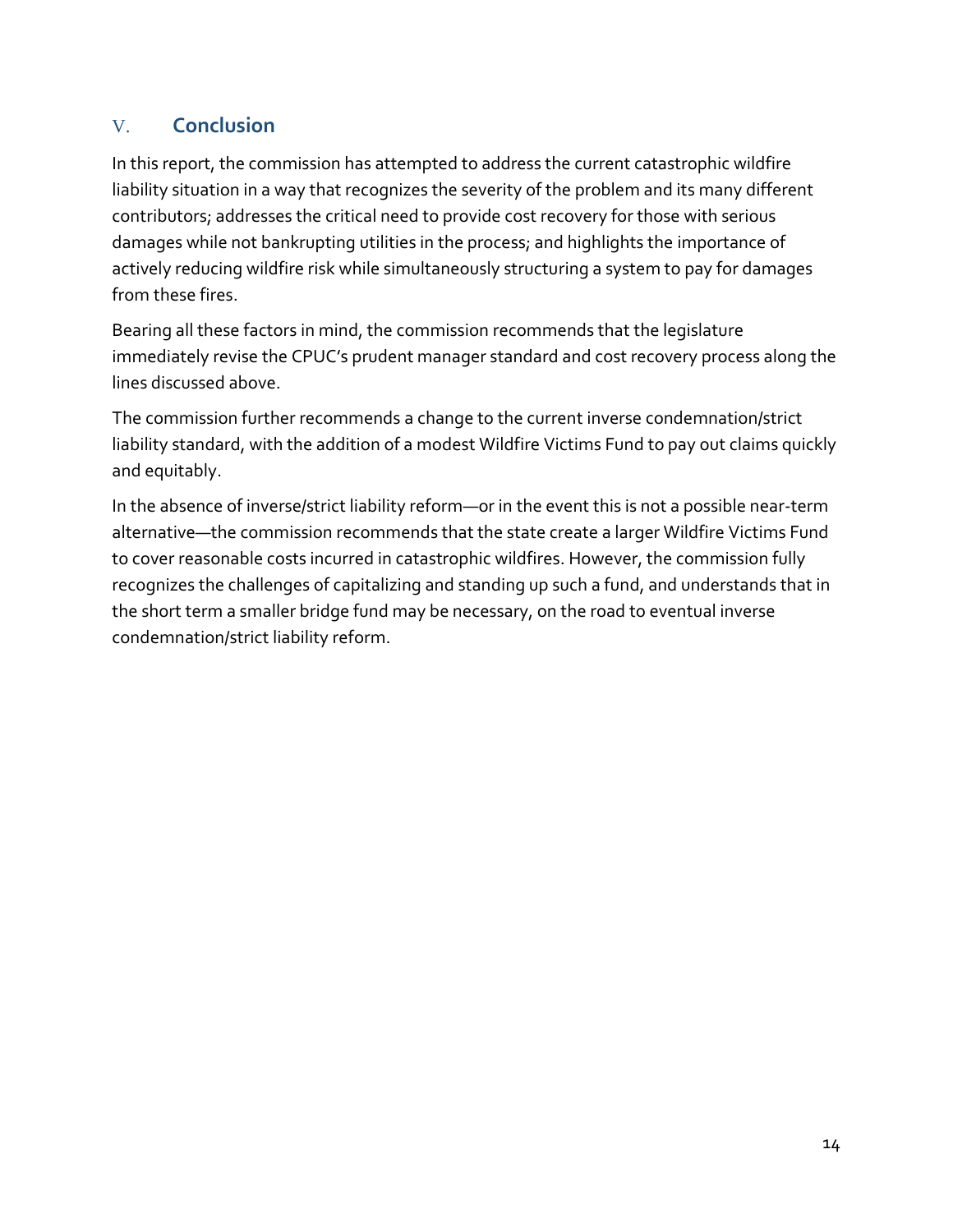## V. Conclusion

In this report, the commission has attempted to address the current catastrophic wildfire liability situation in a way that recognizes the severity of the problem and its many different contributors; addresses the critical need to provide cost recovery for those with serious damages while not bankrupting utilities in the process; and highlights the importance of actively reducing wildfire risk while simultaneously structuring a system to pay for damages from these fires.

Bearing all these factors in mind, the commission recommends that the legislature immediately revise the CPUC's prudent manager standard and cost recovery process along the lines discussed above.

The commission further recommends a change to the current inverse condemnation/strict liability standard, with the addition of a modest Wildfire Victims Fund to pay out claims quickly and equitably.

In the absence of inverse/strict liability reform—or in the event this is not a possible near-term alternative—the commission recommends that the state create a larger Wildfire Victims Fund to cover reasonable costs incurred in catastrophic wildfires. However, the commission fully recognizes the challenges of capitalizing and standing up such a fund, and understands that in the short term a smaller bridge fund may be necessary, on the road to eventual inverse condemnation/strict liability reform.